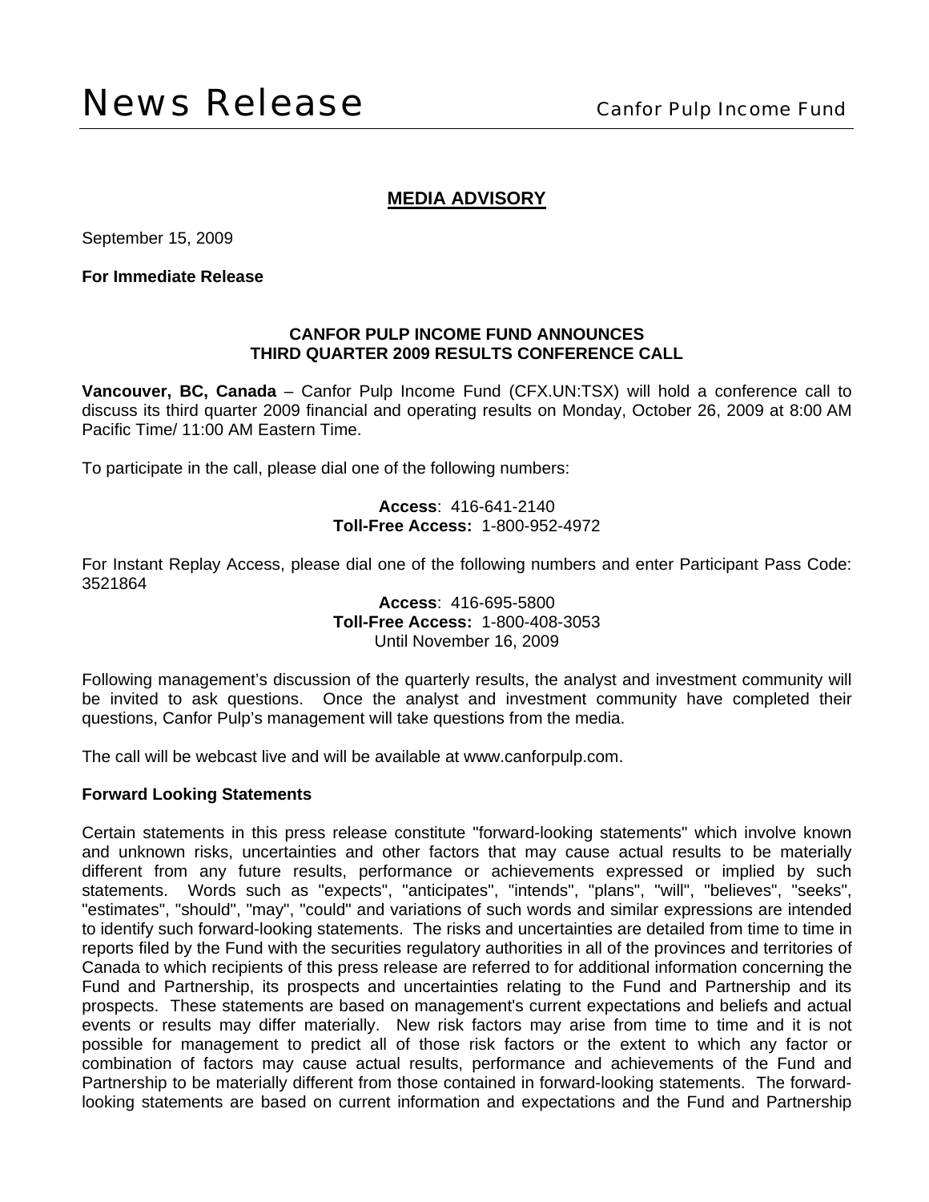# News Release

Canfor Pulp Income Fund

## MEDIA ADVISORY

September 15, 2009

**For Immediate Release**

### CANFOR PULP INCOME FUND ANNOUNCES THIRD QUARTER 2009 RESULTS CONFERENCE CALL

**Vancouver, BC, Canada** – Canfor Pulp Income Fund (CFX.UN:TSX) will hold a conference call to discuss its third quarter 2009 financial and operating results on Monday, October 26, 2009 at 8:00 AM Pacific Time/ 11:00 AM Eastern Time.

To participate in the call, please dial one of the following numbers:

**Access**: 416-641-2140
**Toll-Free Access:** 1-800-952-4972

For Instant Replay Access, please dial one of the following numbers and enter Participant Pass Code: 3521864

**Access**: 416-695-5800
**Toll-Free Access:** 1-800-408-3053
Until November 16, 2009

Following management's discussion of the quarterly results, the analyst and investment community will be invited to ask questions. Once the analyst and investment community have completed their questions, Canfor Pulp's management will take questions from the media.

The call will be webcast live and will be available at www.canforpulp.com.

**Forward Looking Statements**

Certain statements in this press release constitute "forward-looking statements" which involve known and unknown risks, uncertainties and other factors that may cause actual results to be materially different from any future results, performance or achievements expressed or implied by such statements. Words such as "expects", "anticipates", "intends", "plans", "will", "believes", "seeks", "estimates", "should", "may", "could" and variations of such words and similar expressions are intended to identify such forward-looking statements. The risks and uncertainties are detailed from time to time in reports filed by the Fund with the securities regulatory authorities in all of the provinces and territories of Canada to which recipients of this press release are referred to for additional information concerning the Fund and Partnership, its prospects and uncertainties relating to the Fund and Partnership and its prospects. These statements are based on management's current expectations and beliefs and actual events or results may differ materially. New risk factors may arise from time to time and it is not possible for management to predict all of those risk factors or the extent to which any factor or combination of factors may cause actual results, performance and achievements of the Fund and Partnership to be materially different from those contained in forward-looking statements. The forward-looking statements are based on current information and expectations and the Fund and Partnership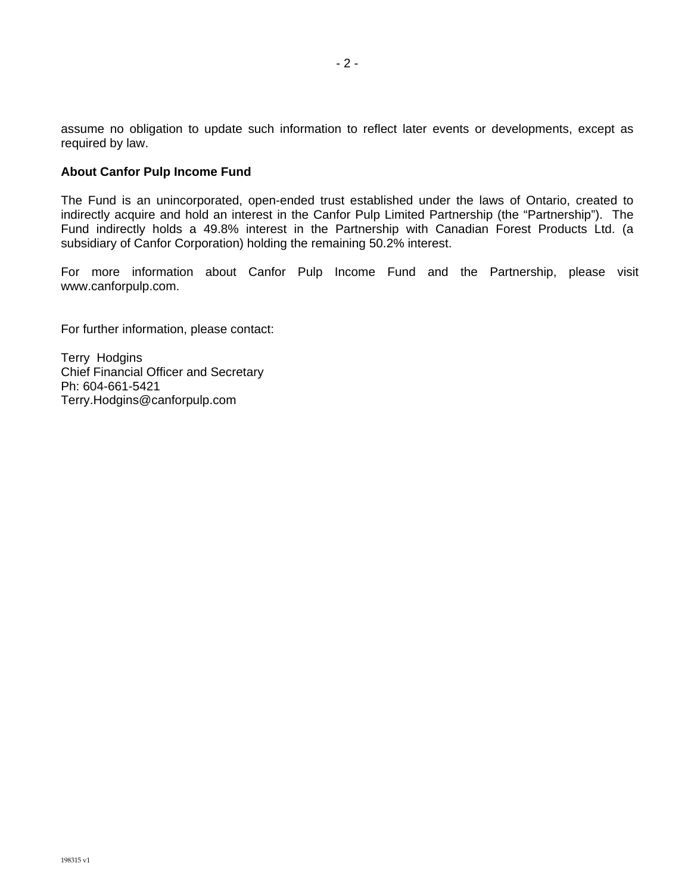assume no obligation to update such information to reflect later events or developments, except as required by law.

**About Canfor Pulp Income Fund**

The Fund is an unincorporated, open-ended trust established under the laws of Ontario, created to indirectly acquire and hold an interest in the Canfor Pulp Limited Partnership (the "Partnership"). The Fund indirectly holds a 49.8% interest in the Partnership with Canadian Forest Products Ltd. (a subsidiary of Canfor Corporation) holding the remaining 50.2% interest.

For more information about Canfor Pulp Income Fund and the Partnership, please visit www.canforpulp.com.

For further information, please contact:

Terry Hodgins
Chief Financial Officer and Secretary
Ph: 604-661-5421
Terry.Hodgins@canforpulp.com

198315 v1